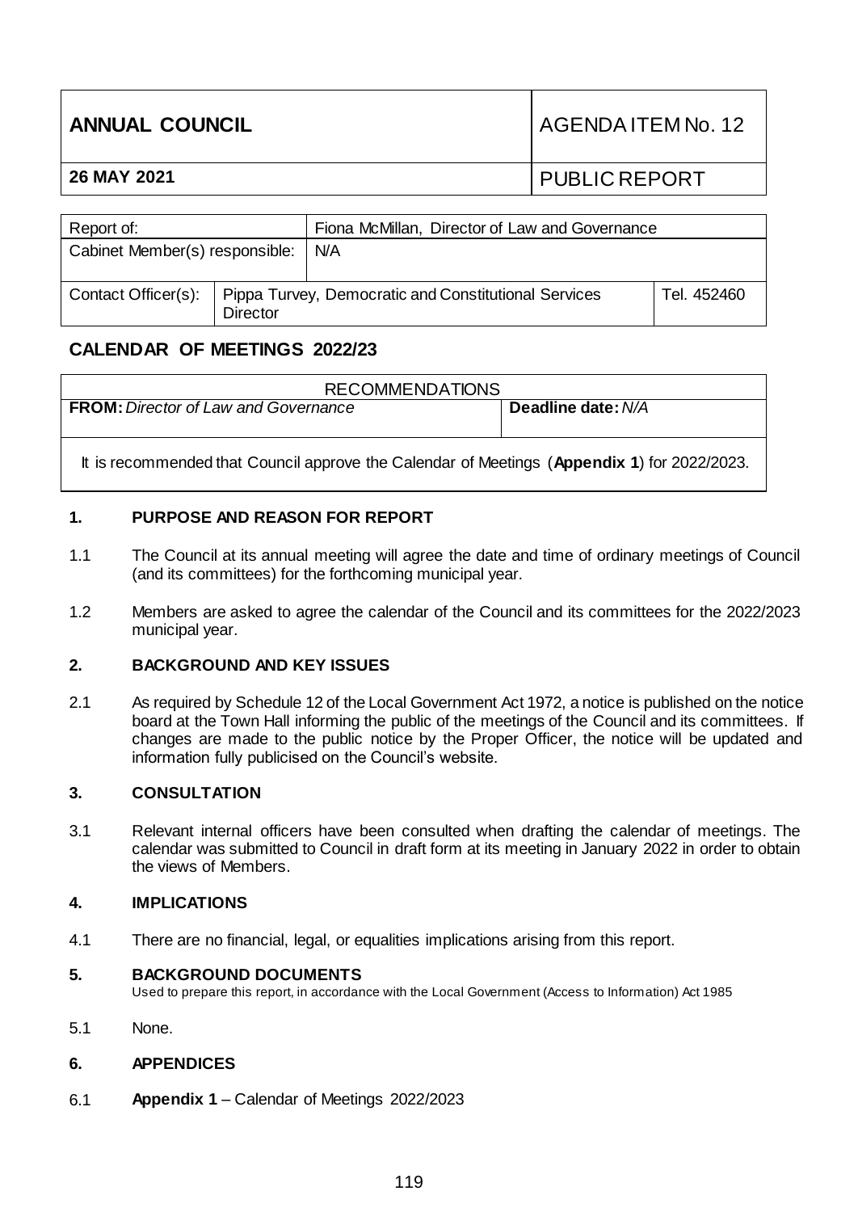| ANNUAL COUNCIL | AGENDA ITEM No. 12 |
|---|---|
| **26 MAY 2021** | PUBLIC REPORT |

| Report of: | | Fiona McMillan, Director of Law and Governance | |
|---|---|---|---|
| Cabinet Member(s) responsible: | | N/A | |
| Contact Officer(s): | Pippa Turvey, Democratic and Constitutional Services Director | | Tel. 452460 |

## CALENDAR OF MEETINGS 2022/23

| RECOMMENDATIONS | |
|---|---|
| **FROM:** *Director of Law and Governance* | **Deadline date:** *N/A* |
| It is recommended that Council approve the Calendar of Meetings (**Appendix 1**) for 2022/2023. | |

### 1. PURPOSE AND REASON FOR REPORT

1.1 The Council at its annual meeting will agree the date and time of ordinary meetings of Council (and its committees) for the forthcoming municipal year.

1.2 Members are asked to agree the calendar of the Council and its committees for the 2022/2023 municipal year.

### 2. BACKGROUND AND KEY ISSUES

2.1 As required by Schedule 12 of the Local Government Act 1972, a notice is published on the notice board at the Town Hall informing the public of the meetings of the Council and its committees. If changes are made to the public notice by the Proper Officer, the notice will be updated and information fully publicised on the Council's website.

### 3. CONSULTATION

3.1 Relevant internal officers have been consulted when drafting the calendar of meetings. The calendar was submitted to Council in draft form at its meeting in January 2022 in order to obtain the views of Members.

### 4. IMPLICATIONS

4.1 There are no financial, legal, or equalities implications arising from this report.

### 5. BACKGROUND DOCUMENTS

Used to prepare this report, in accordance with the Local Government (Access to Information) Act 1985

5.1 None.

### 6. APPENDICES

6.1 **Appendix 1** – Calendar of Meetings 2022/2023